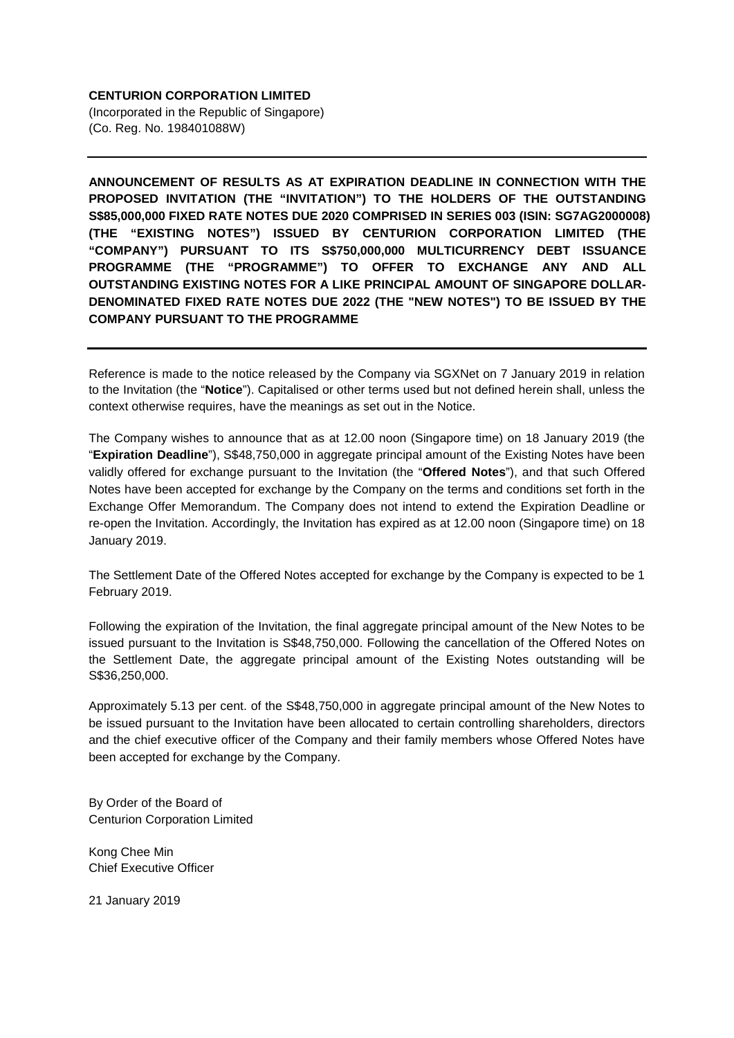**CENTURION CORPORATION LIMITED**
(Incorporated in the Republic of Singapore)
(Co. Reg. No. 198401088W)

---

**ANNOUNCEMENT OF RESULTS AS AT EXPIRATION DEADLINE IN CONNECTION WITH THE PROPOSED INVITATION (THE "INVITATION") TO THE HOLDERS OF THE OUTSTANDING S$85,000,000 FIXED RATE NOTES DUE 2020 COMPRISED IN SERIES 003 (ISIN: SG7AG2000008) (THE "EXISTING NOTES") ISSUED BY CENTURION CORPORATION LIMITED (THE "COMPANY") PURSUANT TO ITS S$750,000,000 MULTICURRENCY DEBT ISSUANCE PROGRAMME (THE "PROGRAMME") TO OFFER TO EXCHANGE ANY AND ALL OUTSTANDING EXISTING NOTES FOR A LIKE PRINCIPAL AMOUNT OF SINGAPORE DOLLAR-DENOMINATED FIXED RATE NOTES DUE 2022 (THE "NEW NOTES") TO BE ISSUED BY THE COMPANY PURSUANT TO THE PROGRAMME**

---

Reference is made to the notice released by the Company via SGXNet on 7 January 2019 in relation to the Invitation (the "**Notice**"). Capitalised or other terms used but not defined herein shall, unless the context otherwise requires, have the meanings as set out in the Notice.

The Company wishes to announce that as at 12.00 noon (Singapore time) on 18 January 2019 (the "**Expiration Deadline**"), S$48,750,000 in aggregate principal amount of the Existing Notes have been validly offered for exchange pursuant to the Invitation (the "**Offered Notes**"), and that such Offered Notes have been accepted for exchange by the Company on the terms and conditions set forth in the Exchange Offer Memorandum. The Company does not intend to extend the Expiration Deadline or re-open the Invitation. Accordingly, the Invitation has expired as at 12.00 noon (Singapore time) on 18 January 2019.

The Settlement Date of the Offered Notes accepted for exchange by the Company is expected to be 1 February 2019.

Following the expiration of the Invitation, the final aggregate principal amount of the New Notes to be issued pursuant to the Invitation is S$48,750,000. Following the cancellation of the Offered Notes on the Settlement Date, the aggregate principal amount of the Existing Notes outstanding will be S$36,250,000.

Approximately 5.13 per cent. of the S$48,750,000 in aggregate principal amount of the New Notes to be issued pursuant to the Invitation have been allocated to certain controlling shareholders, directors and the chief executive officer of the Company and their family members whose Offered Notes have been accepted for exchange by the Company.

By Order of the Board of
Centurion Corporation Limited

Kong Chee Min
Chief Executive Officer

21 January 2019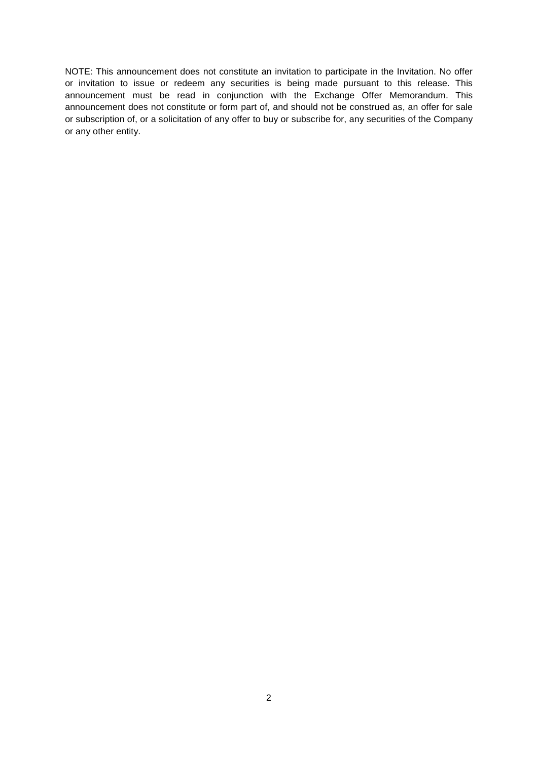NOTE: This announcement does not constitute an invitation to participate in the Invitation. No offer or invitation to issue or redeem any securities is being made pursuant to this release. This announcement must be read in conjunction with the Exchange Offer Memorandum. This announcement does not constitute or form part of, and should not be construed as, an offer for sale or subscription of, or a solicitation of any offer to buy or subscribe for, any securities of the Company or any other entity.